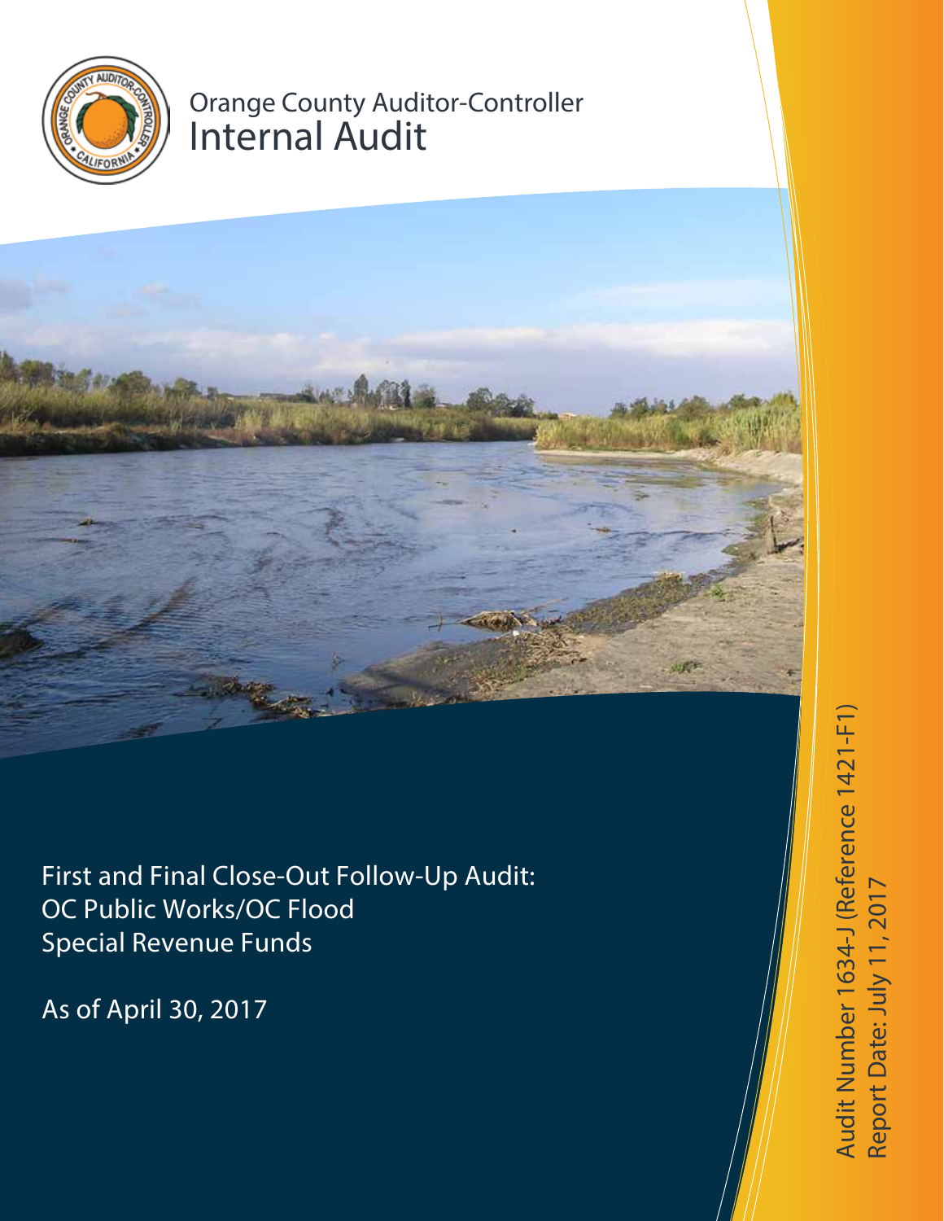Orange County Auditor-Controller

# Internal Audit

## First and Final Close-Out Follow-Up Audit: OC Public Works/OC Flood Special Revenue Funds

As of April 30, 2017

Audit Number 1634-J (Reference 1421-F1)

Report Date: July 11, 2017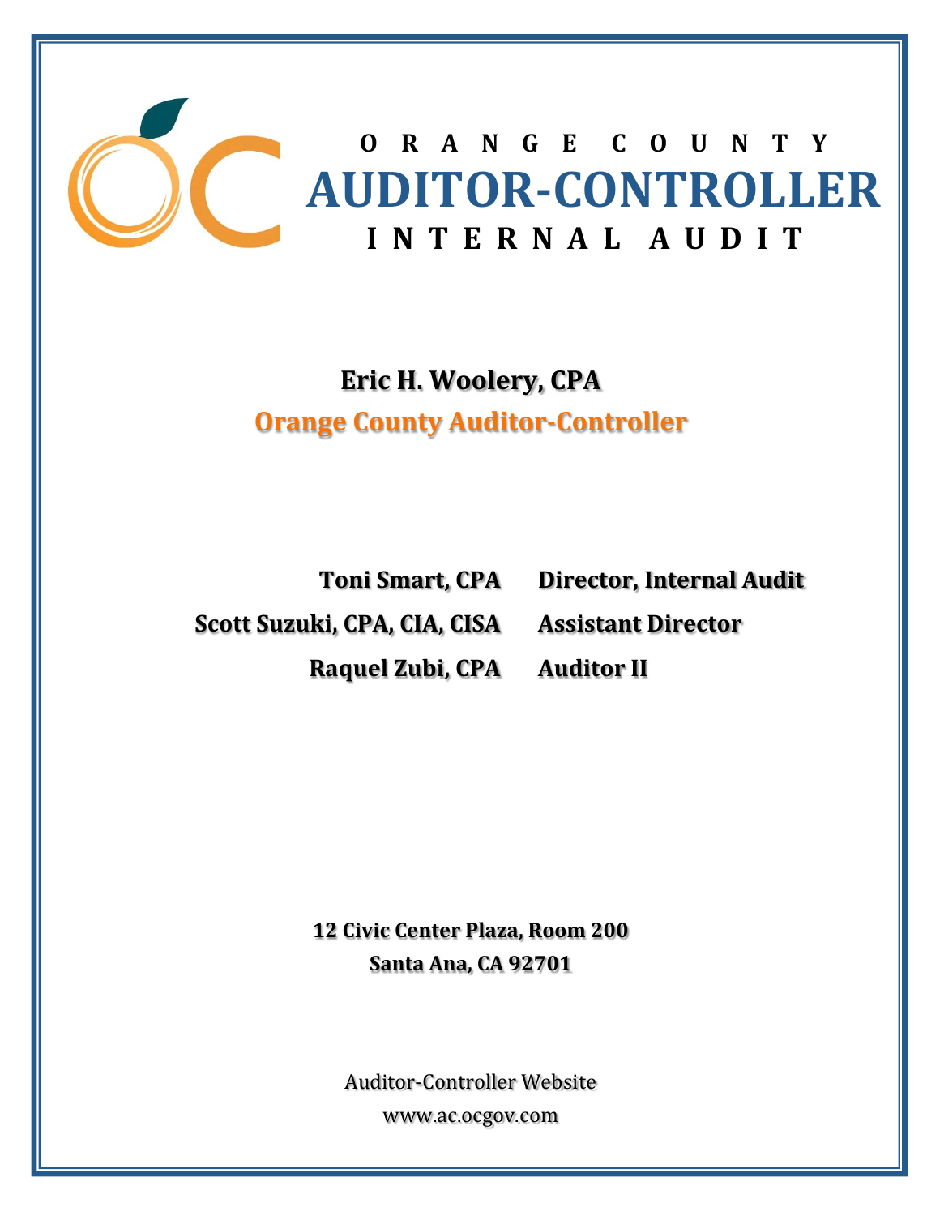# ORANGE COUNTY
# AUDITOR-CONTROLLER
# INTERNAL AUDIT

**Eric H. Woolery, CPA**

**Orange County Auditor-Controller**

| | |
|---|---|
| **Toni Smart, CPA** | **Director, Internal Audit** |
| **Scott Suzuki, CPA, CIA, CISA** | **Assistant Director** |
| **Raquel Zubi, CPA** | **Auditor II** |

**12 Civic Center Plaza, Room 200**
**Santa Ana, CA 92701**

Auditor-Controller Website
www.ac.ocgov.com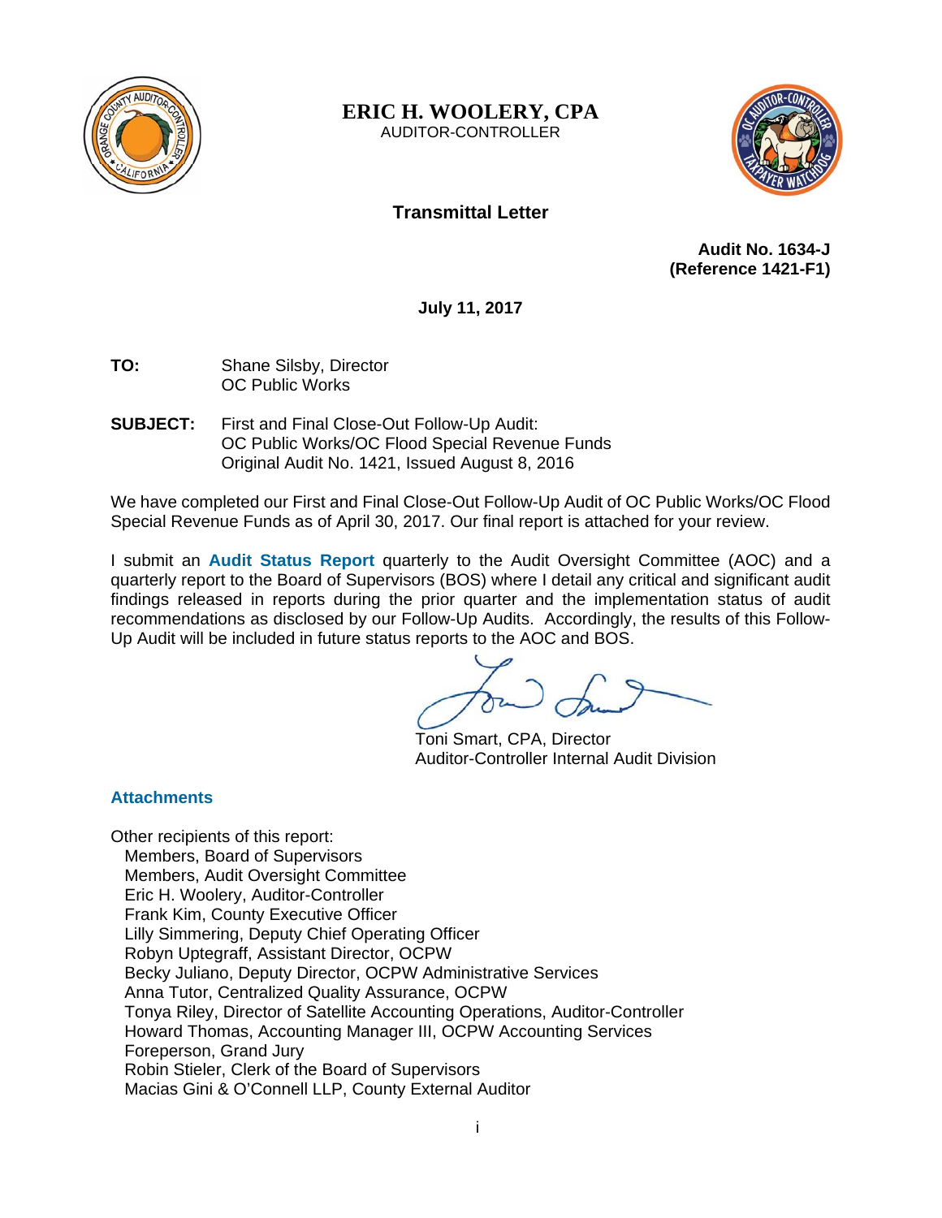**ERIC H. WOOLERY, CPA**
AUDITOR-CONTROLLER

## Transmittal Letter

**Audit No. 1634-J**
**(Reference 1421-F1)**

**July 11, 2017**

**TO:** Shane Silsby, Director
OC Public Works

**SUBJECT:** First and Final Close-Out Follow-Up Audit:
OC Public Works/OC Flood Special Revenue Funds
Original Audit No. 1421, Issued August 8, 2016

We have completed our First and Final Close-Out Follow-Up Audit of OC Public Works/OC Flood Special Revenue Funds as of April 30, 2017. Our final report is attached for your review.

I submit an **Audit Status Report** quarterly to the Audit Oversight Committee (AOC) and a quarterly report to the Board of Supervisors (BOS) where I detail any critical and significant audit findings released in reports during the prior quarter and the implementation status of audit recommendations as disclosed by our Follow-Up Audits. Accordingly, the results of this Follow-Up Audit will be included in future status reports to the AOC and BOS.

Toni Smart, CPA, Director
Auditor-Controller Internal Audit Division

**Attachments**

Other recipients of this report:
- Members, Board of Supervisors
- Members, Audit Oversight Committee
- Eric H. Woolery, Auditor-Controller
- Frank Kim, County Executive Officer
- Lilly Simmering, Deputy Chief Operating Officer
- Robyn Uptegraff, Assistant Director, OCPW
- Becky Juliano, Deputy Director, OCPW Administrative Services
- Anna Tutor, Centralized Quality Assurance, OCPW
- Tonya Riley, Director of Satellite Accounting Operations, Auditor-Controller
- Howard Thomas, Accounting Manager III, OCPW Accounting Services
- Foreperson, Grand Jury
- Robin Stieler, Clerk of the Board of Supervisors
- Macias Gini & O'Connell LLP, County External Auditor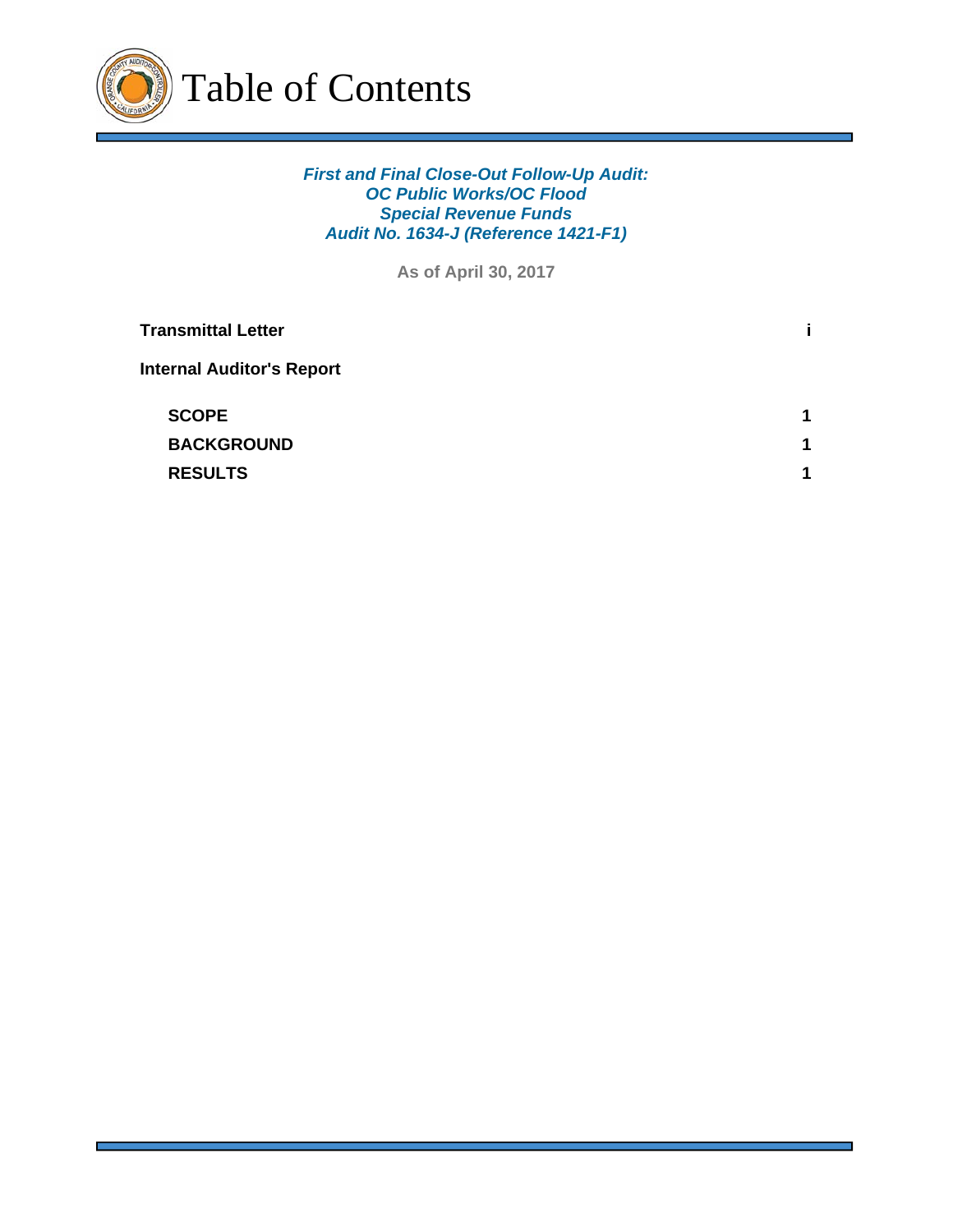# Table of Contents

***First and Final Close-Out Follow-Up Audit:***
***OC Public Works/OC Flood***
***Special Revenue Funds***
***Audit No. 1634-J (Reference 1421-F1)***

**As of April 30, 2017**

| | |
|---|---|
| **Transmittal Letter** | **i** |
| **Internal Auditor's Report** | |
| **SCOPE** | **1** |
| **BACKGROUND** | **1** |
| **RESULTS** | **1** |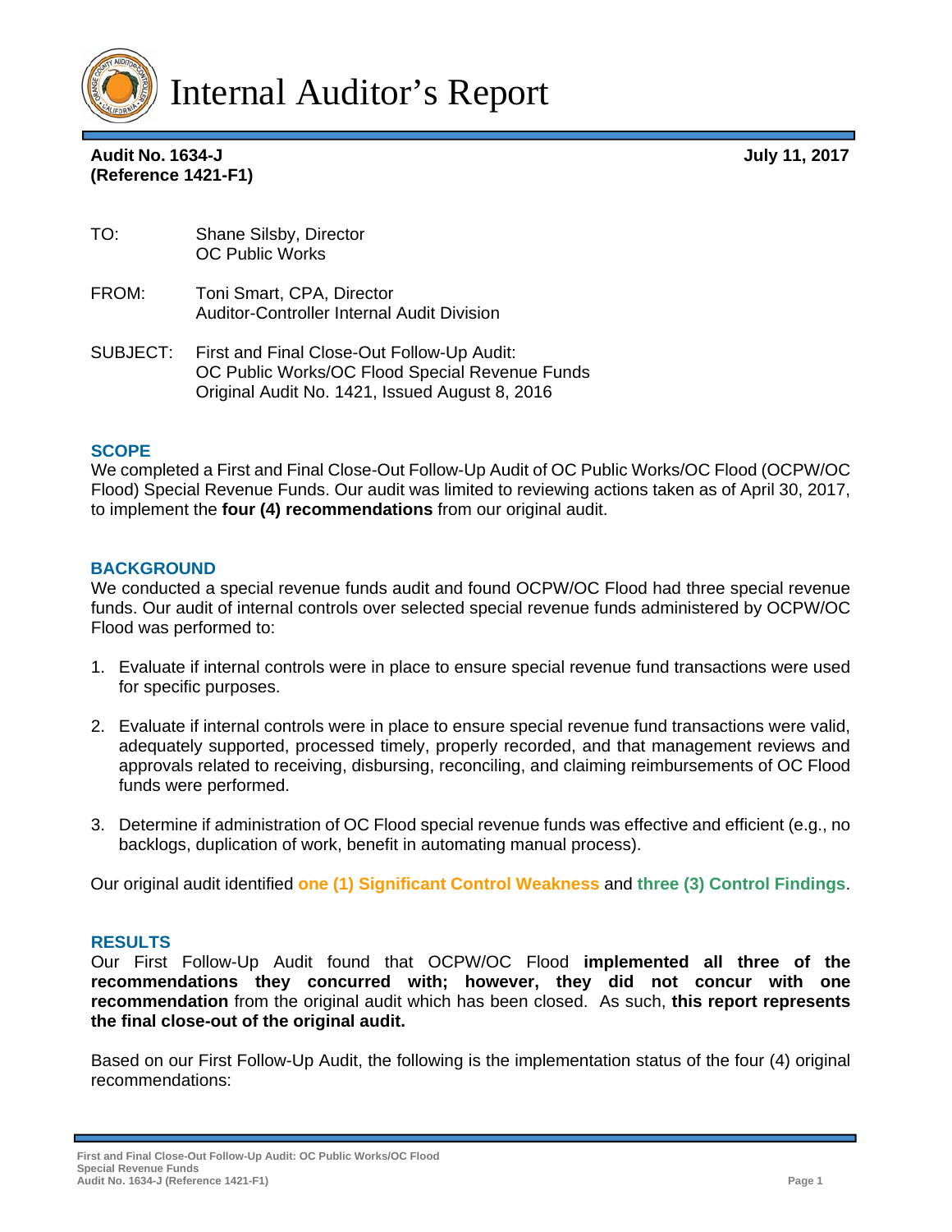# Internal Auditor's Report

**Audit No. 1634-J**
**(Reference 1421-F1)**

**July 11, 2017**

TO: Shane Silsby, Director
OC Public Works

FROM: Toni Smart, CPA, Director
Auditor-Controller Internal Audit Division

SUBJECT: First and Final Close-Out Follow-Up Audit:
OC Public Works/OC Flood Special Revenue Funds
Original Audit No. 1421, Issued August 8, 2016

## SCOPE

We completed a First and Final Close-Out Follow-Up Audit of OC Public Works/OC Flood (OCPW/OC Flood) Special Revenue Funds. Our audit was limited to reviewing actions taken as of April 30, 2017, to implement the **four (4) recommendations** from our original audit.

## BACKGROUND

We conducted a special revenue funds audit and found OCPW/OC Flood had three special revenue funds. Our audit of internal controls over selected special revenue funds administered by OCPW/OC Flood was performed to:

1. Evaluate if internal controls were in place to ensure special revenue fund transactions were used for specific purposes.
2. Evaluate if internal controls were in place to ensure special revenue fund transactions were valid, adequately supported, processed timely, properly recorded, and that management reviews and approvals related to receiving, disbursing, reconciling, and claiming reimbursements of OC Flood funds were performed.
3. Determine if administration of OC Flood special revenue funds was effective and efficient (e.g., no backlogs, duplication of work, benefit in automating manual process).

Our original audit identified **one (1) Significant Control Weakness** and **three (3) Control Findings**.

## RESULTS

Our First Follow-Up Audit found that OCPW/OC Flood **implemented all three of the recommendations they concurred with; however, they did not concur with one recommendation** from the original audit which has been closed. As such, **this report represents the final close-out of the original audit.**

Based on our First Follow-Up Audit, the following is the implementation status of the four (4) original recommendations: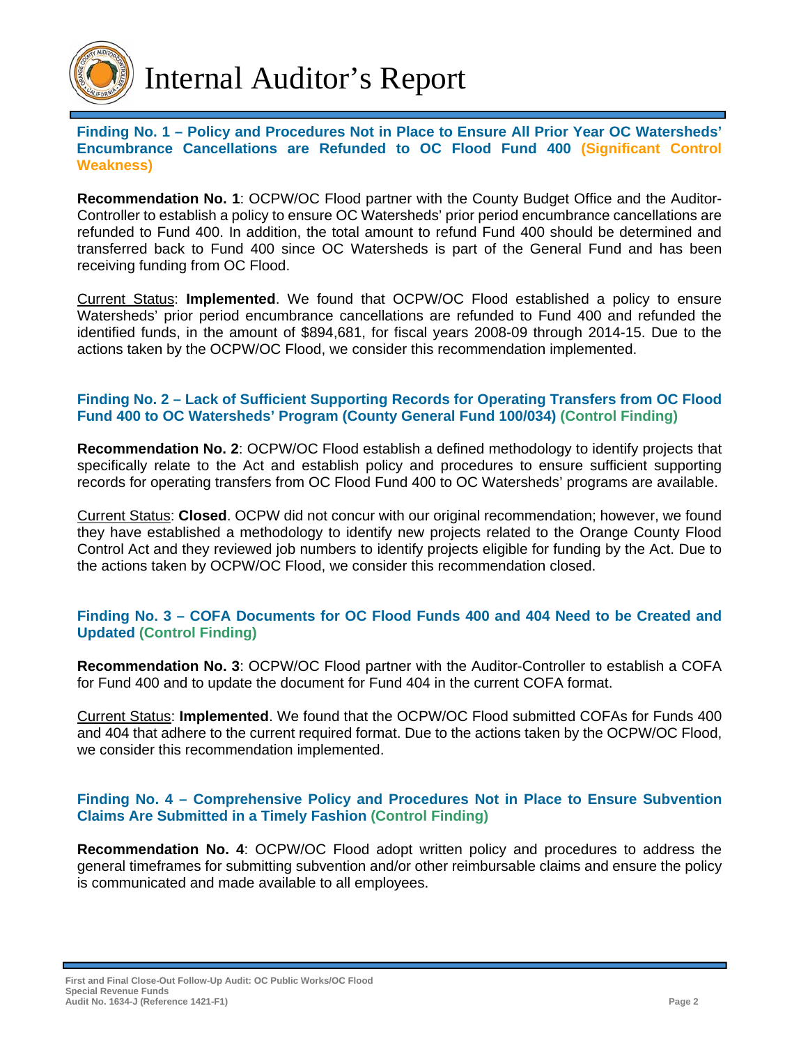**Finding No. 1 – Policy and Procedures Not in Place to Ensure All Prior Year OC Watersheds' Encumbrance Cancellations are Refunded to OC Flood Fund 400 (Significant Control Weakness)**

**Recommendation No. 1**: OCPW/OC Flood partner with the County Budget Office and the Auditor-Controller to establish a policy to ensure OC Watersheds' prior period encumbrance cancellations are refunded to Fund 400. In addition, the total amount to refund Fund 400 should be determined and transferred back to Fund 400 since OC Watersheds is part of the General Fund and has been receiving funding from OC Flood.

Current Status: **Implemented**. We found that OCPW/OC Flood established a policy to ensure Watersheds' prior period encumbrance cancellations are refunded to Fund 400 and refunded the identified funds, in the amount of $894,681, for fiscal years 2008-09 through 2014-15. Due to the actions taken by the OCPW/OC Flood, we consider this recommendation implemented.

**Finding No. 2 – Lack of Sufficient Supporting Records for Operating Transfers from OC Flood Fund 400 to OC Watersheds' Program (County General Fund 100/034) (Control Finding)**

**Recommendation No. 2**: OCPW/OC Flood establish a defined methodology to identify projects that specifically relate to the Act and establish policy and procedures to ensure sufficient supporting records for operating transfers from OC Flood Fund 400 to OC Watersheds' programs are available.

Current Status: **Closed**. OCPW did not concur with our original recommendation; however, we found they have established a methodology to identify new projects related to the Orange County Flood Control Act and they reviewed job numbers to identify projects eligible for funding by the Act. Due to the actions taken by OCPW/OC Flood, we consider this recommendation closed.

**Finding No. 3 – COFA Documents for OC Flood Funds 400 and 404 Need to be Created and Updated (Control Finding)**

**Recommendation No. 3**: OCPW/OC Flood partner with the Auditor-Controller to establish a COFA for Fund 400 and to update the document for Fund 404 in the current COFA format.

Current Status: **Implemented**. We found that the OCPW/OC Flood submitted COFAs for Funds 400 and 404 that adhere to the current required format. Due to the actions taken by the OCPW/OC Flood, we consider this recommendation implemented.

**Finding No. 4 – Comprehensive Policy and Procedures Not in Place to Ensure Subvention Claims Are Submitted in a Timely Fashion (Control Finding)**

**Recommendation No. 4**: OCPW/OC Flood adopt written policy and procedures to address the general timeframes for submitting subvention and/or other reimbursable claims and ensure the policy is communicated and made available to all employees.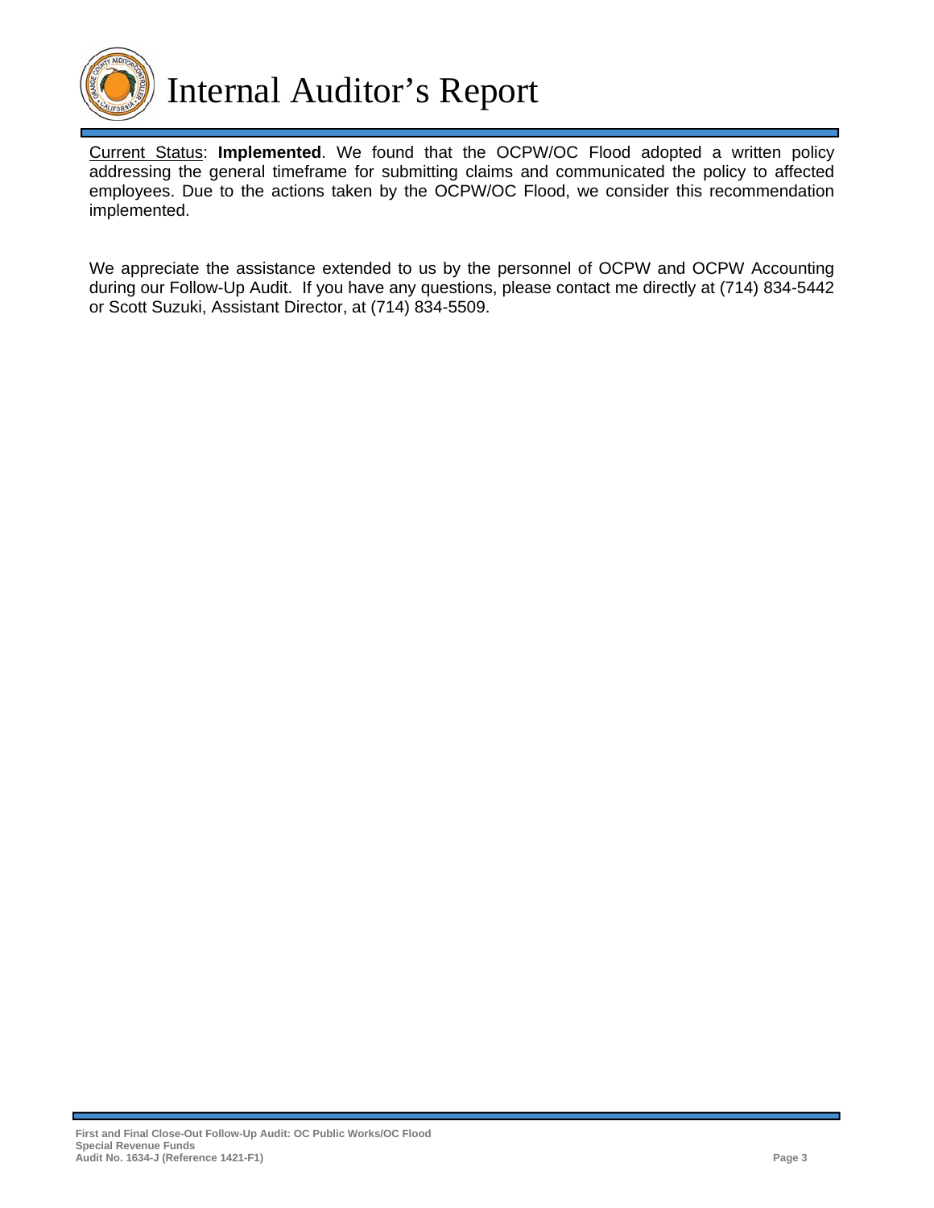Current Status: **Implemented**. We found that the OCPW/OC Flood adopted a written policy addressing the general timeframe for submitting claims and communicated the policy to affected employees. Due to the actions taken by the OCPW/OC Flood, we consider this recommendation implemented.

We appreciate the assistance extended to us by the personnel of OCPW and OCPW Accounting during our Follow-Up Audit. If you have any questions, please contact me directly at (714) 834-5442 or Scott Suzuki, Assistant Director, at (714) 834-5509.